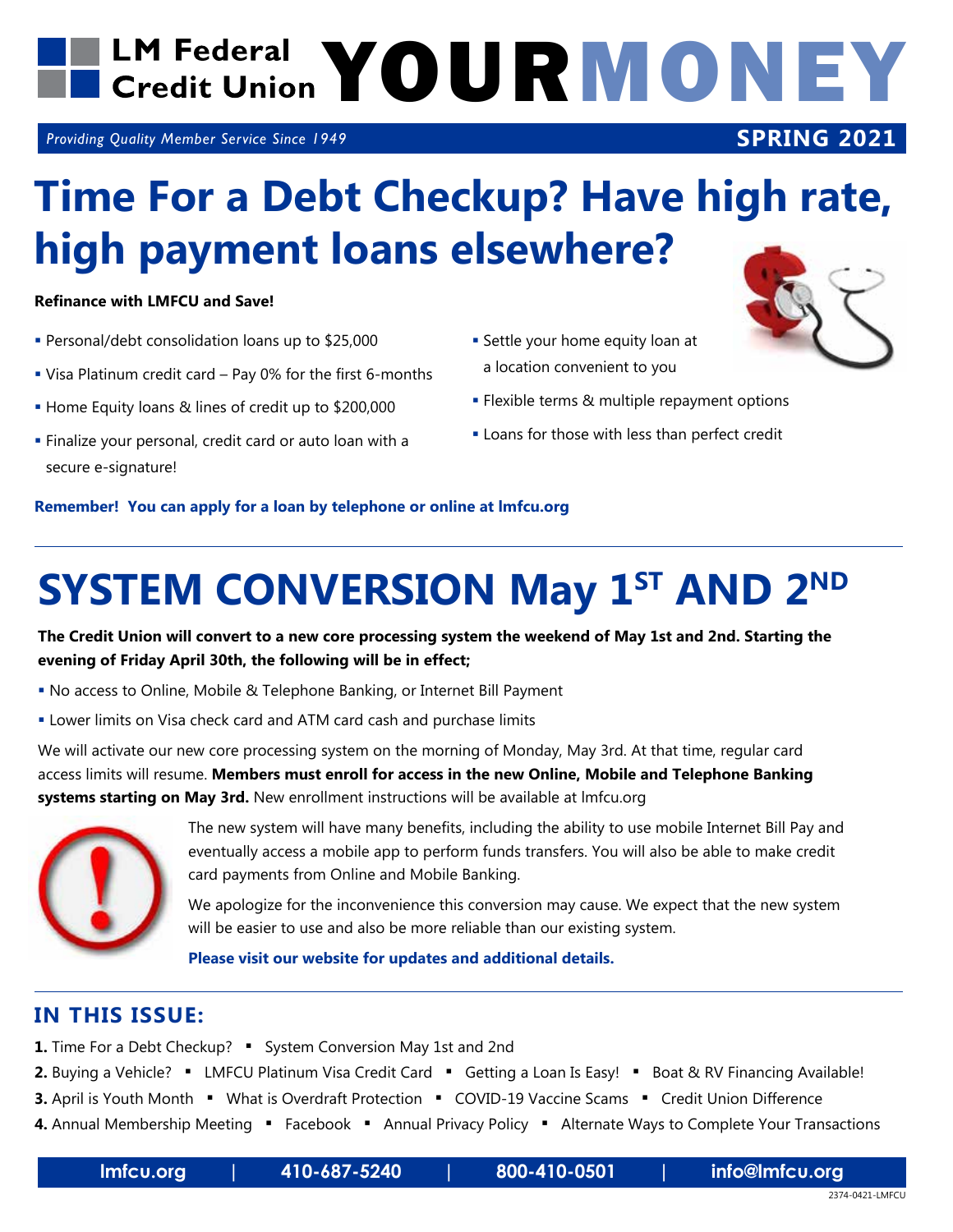# LM Federal Credit Union YOUR MONEY

*Providing Quality Member Service Since 1949* **SPRING 2021**

# Time For a Debt Checkup? Have high rate, high payment loans elsewhere?

**Refinance with LMFCU and Save!**

- Personal/debt consolidation loans up to $25,000
- Visa Platinum credit card – Pay 0% for the first 6-months
- Home Equity loans & lines of credit up to $200,000
- Finalize your personal, credit card or auto loan with a secure e-signature!
- Settle your home equity loan at a location convenient to you
- Flexible terms & multiple repayment options
- Loans for those with less than perfect credit

**Remember! You can apply for a loan by telephone or online at lmfcu.org**

# SYSTEM CONVERSION May 1ST AND 2ND

**The Credit Union will convert to a new core processing system the weekend of May 1st and 2nd. Starting the evening of Friday April 30th, the following will be in effect;**

- No access to Online, Mobile & Telephone Banking, or Internet Bill Payment
- Lower limits on Visa check card and ATM card cash and purchase limits

We will activate our new core processing system on the morning of Monday, May 3rd. At that time, regular card access limits will resume. **Members must enroll for access in the new Online, Mobile and Telephone Banking systems starting on May 3rd.** New enrollment instructions will be available at lmfcu.org

The new system will have many benefits, including the ability to use mobile Internet Bill Pay and eventually access a mobile app to perform funds transfers. You will also be able to make credit card payments from Online and Mobile Banking.

We apologize for the inconvenience this conversion may cause. We expect that the new system will be easier to use and also be more reliable than our existing system.

**Please visit our website for updates and additional details.**

## IN THIS ISSUE:

**1.** Time For a Debt Checkup? ▪ System Conversion May 1st and 2nd

**2.** Buying a Vehicle? ▪ LMFCU Platinum Visa Credit Card ▪ Getting a Loan Is Easy! ▪ Boat & RV Financing Available!

**3.** April is Youth Month ▪ What is Overdraft Protection ▪ COVID-19 Vaccine Scams ▪ Credit Union Difference

**4.** Annual Membership Meeting ▪ Facebook ▪ Annual Privacy Policy ▪ Alternate Ways to Complete Your Transactions

lmfcu.org | 410-687-5240 | 800-410-0501 | info@lmfcu.org

2374-0421-LMFCU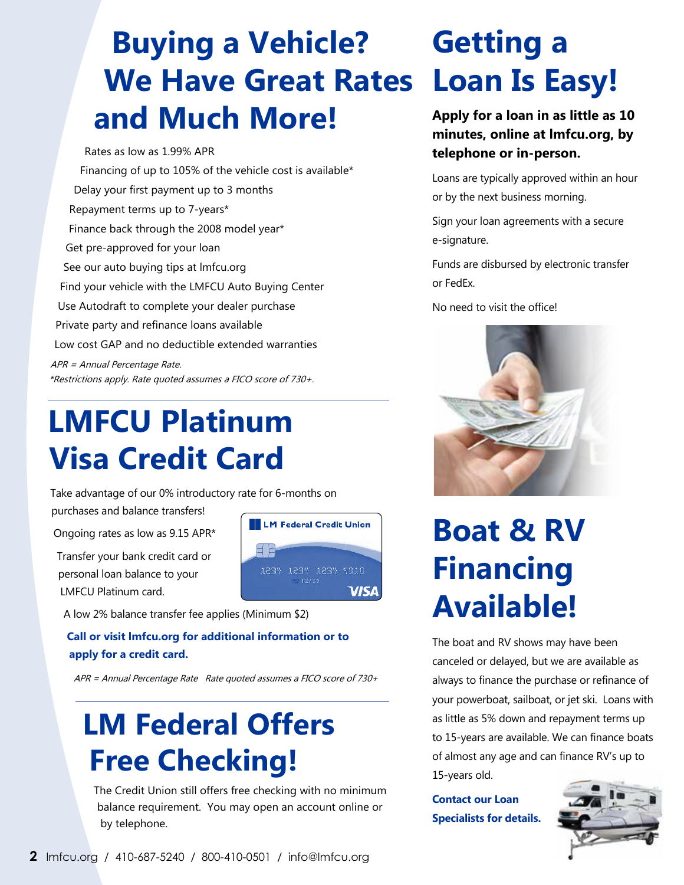# Buying a Vehicle? We Have Great Rates and Much More!

- Rates as low as 1.99% APR
- Financing of up to 105% of the vehicle cost is available*
- Delay your first payment up to 3 months
- Repayment terms up to 7-years*
- Finance back through the 2008 model year*
- Get pre-approved for your loan
- See our auto buying tips at lmfcu.org
- Find your vehicle with the LMFCU Auto Buying Center
- Use Autodraft to complete your dealer purchase
- Private party and refinance loans available
- Low cost GAP and no deductible extended warranties

*APR = Annual Percentage Rate.*
*\*Restrictions apply. Rate quoted assumes a FICO score of 730+.*

# LMFCU Platinum Visa Credit Card

Take advantage of our 0% introductory rate for 6-months on purchases and balance transfers!

Ongoing rates as low as 9.15 APR*

Transfer your bank credit card or personal loan balance to your LMFCU Platinum card.

A low 2% balance transfer fee applies (Minimum $2)

**Call or visit lmfcu.org for additional information or to apply for a credit card.**

*APR = Annual Percentage Rate Rate quoted assumes a FICO score of 730+*

# LM Federal Offers Free Checking!

The Credit Union still offers free checking with no minimum balance requirement. You may open an account online or by telephone.

# Getting a Loan Is Easy!

**Apply for a loan in as little as 10 minutes, online at lmfcu.org, by telephone or in-person.**

Loans are typically approved within an hour or by the next business morning.

Sign your loan agreements with a secure e-signature.

Funds are disbursed by electronic transfer or FedEx.

No need to visit the office!

# Boat & RV Financing Available!

The boat and RV shows may have been canceled or delayed, but we are available as always to finance the purchase or refinance of your powerboat, sailboat, or jet ski. Loans with as little as 5% down and repayment terms up to 15-years are available. We can finance boats of almost any age and can finance RV's up to 15-years old.

**Contact our Loan Specialists for details.**

lmfcu.org / 410-687-5240 / 800-410-0501 / info@lmfcu.org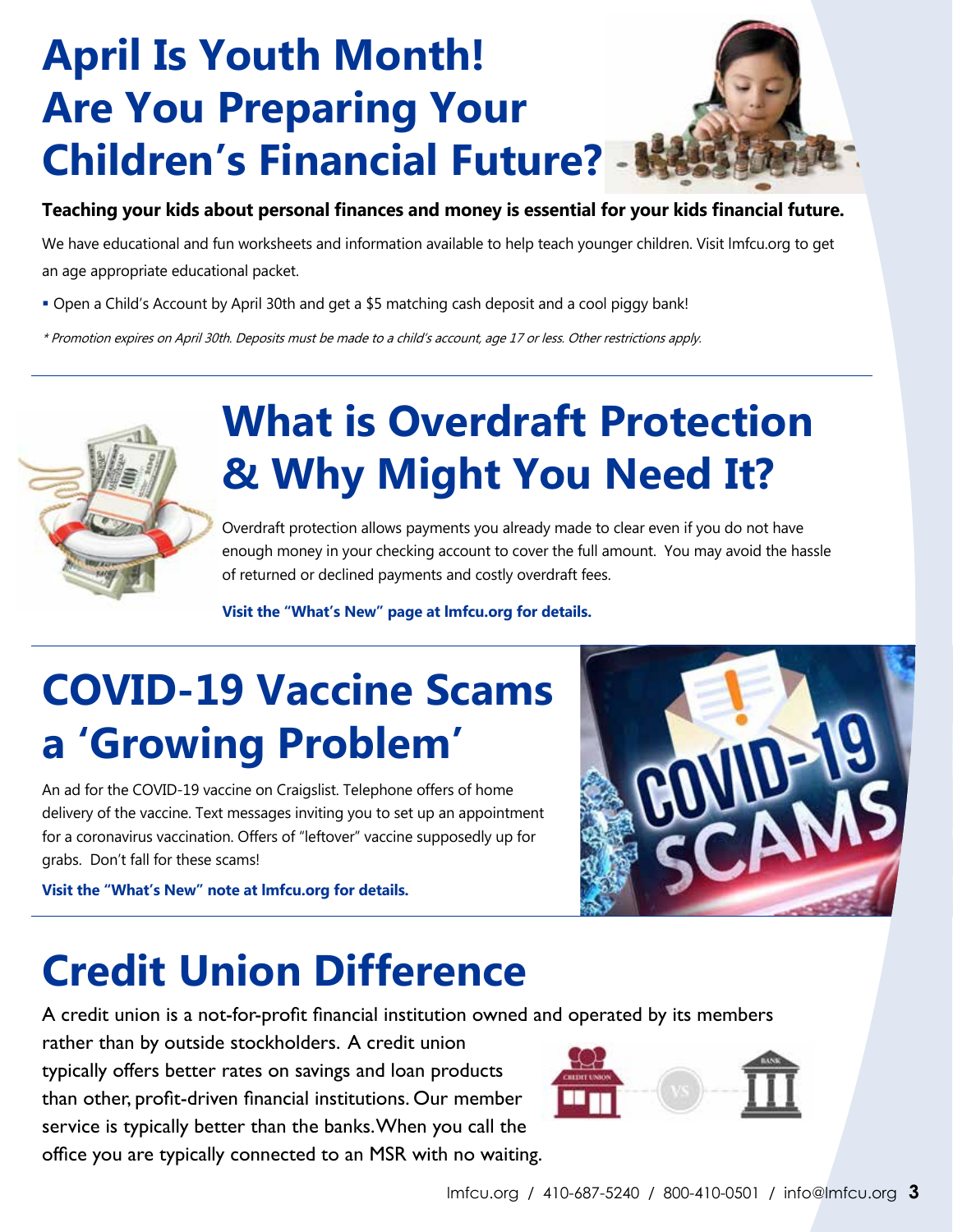# April Is Youth Month! Are You Preparing Your Children's Financial Future?

**Teaching your kids about personal finances and money is essential for your kids financial future.**

We have educational and fun worksheets and information available to help teach younger children. Visit lmfcu.org to get an age appropriate educational packet.

- Open a Child's Account by April 30th and get a $5 matching cash deposit and a cool piggy bank!

*\* Promotion expires on April 30th. Deposits must be made to a child's account, age 17 or less. Other restrictions apply.*

# What is Overdraft Protection & Why Might You Need It?

Overdraft protection allows payments you already made to clear even if you do not have enough money in your checking account to cover the full amount. You may avoid the hassle of returned or declined payments and costly overdraft fees.

**Visit the "What's New" page at lmfcu.org for details.**

# COVID-19 Vaccine Scams a 'Growing Problem'

An ad for the COVID-19 vaccine on Craigslist. Telephone offers of home delivery of the vaccine. Text messages inviting you to set up an appointment for a coronavirus vaccination. Offers of "leftover" vaccine supposedly up for grabs. Don't fall for these scams!

**Visit the "What's New" note at lmfcu.org for details.**

# Credit Union Difference

A credit union is a not-for-profit financial institution owned and operated by its members rather than by outside stockholders. A credit union typically offers better rates on savings and loan products than other, profit-driven financial institutions. Our member service is typically better than the banks. When you call the office you are typically connected to an MSR with no waiting.

lmfcu.org / 410-687-5240 / 800-410-0501 / info@lmfcu.org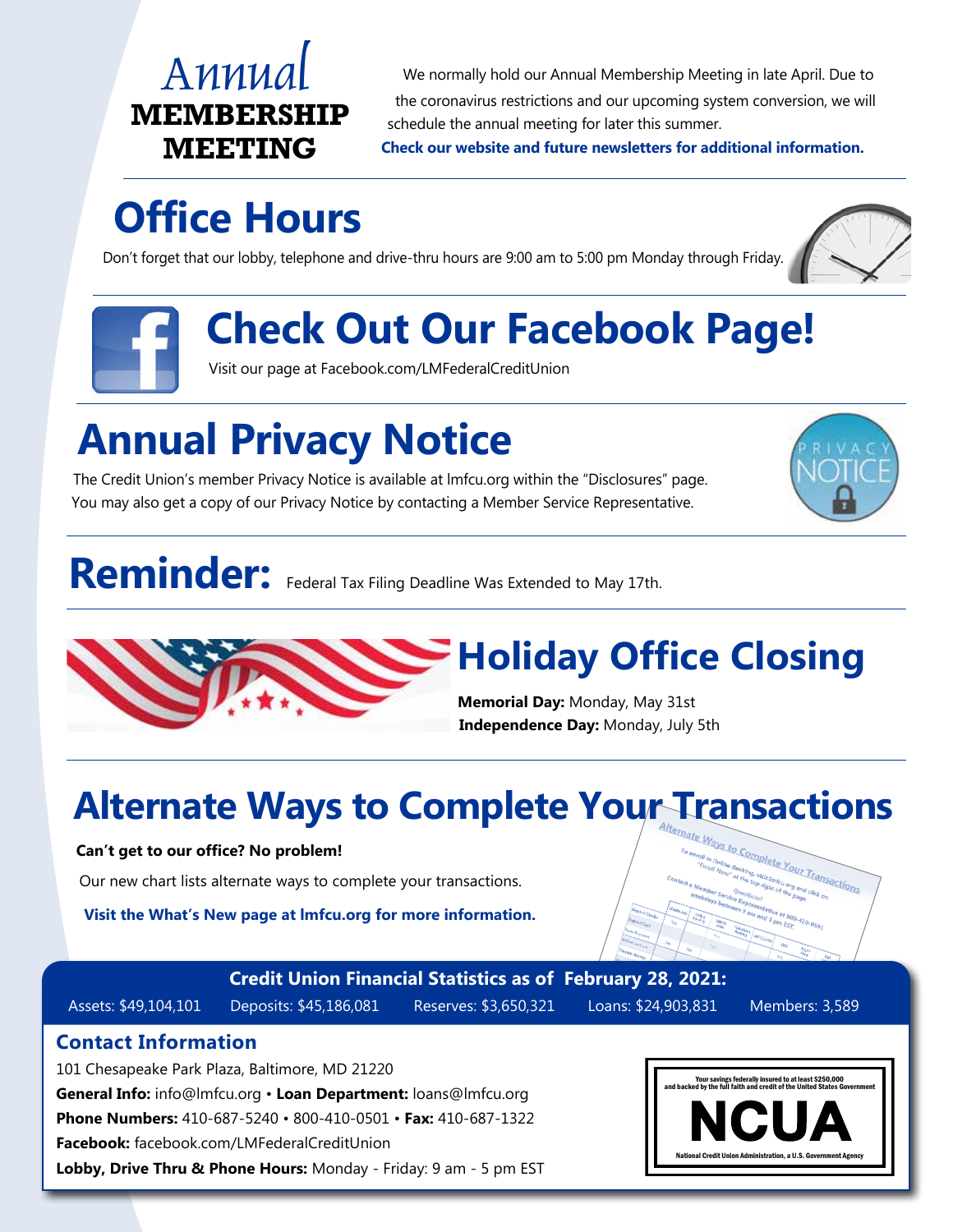## *Annual* MEMBERSHIP MEETING

We normally hold our Annual Membership Meeting in late April. Due to the coronavirus restrictions and our upcoming system conversion, we will schedule the annual meeting for later this summer.

**Check our website and future newsletters for additional information.**

## Office Hours

Don't forget that our lobby, telephone and drive-thru hours are 9:00 am to 5:00 pm Monday through Friday.

## Check Out Our Facebook Page!

Visit our page at Facebook.com/LMFederalCreditUnion

## Annual Privacy Notice

The Credit Union's member Privacy Notice is available at lmfcu.org within the "Disclosures" page. You may also get a copy of our Privacy Notice by contacting a Member Service Representative.

## Reminder:

Federal Tax Filing Deadline Was Extended to May 17th.

## Holiday Office Closing

**Memorial Day:** Monday, May 31st
**Independence Day:** Monday, July 5th

## Alternate Ways to Complete Your Transactions

**Can't get to our office? No problem!**

Our new chart lists alternate ways to complete your transactions.

**Visit the What's New page at lmfcu.org for more information.**

### Credit Union Financial Statistics as of February 28, 2021:

Assets: $49,104,101 Deposits: $45,186,081 Reserves: $3,650,321 Loans: $24,903,831 Members: 3,589

### Contact Information

101 Chesapeake Park Plaza, Baltimore, MD 21220
**General Info:** info@lmfcu.org • **Loan Department:** loans@lmfcu.org
**Phone Numbers:** 410-687-5240 • 800-410-0501 • **Fax:** 410-687-1322
**Facebook:** facebook.com/LMFederalCreditUnion
**Lobby, Drive Thru & Phone Hours:** Monday - Friday: 9 am - 5 pm EST

Your savings federally insured to at least $250,000 and backed by the full faith and credit of the United States Government

NCUA

National Credit Union Administration, a U.S. Government Agency